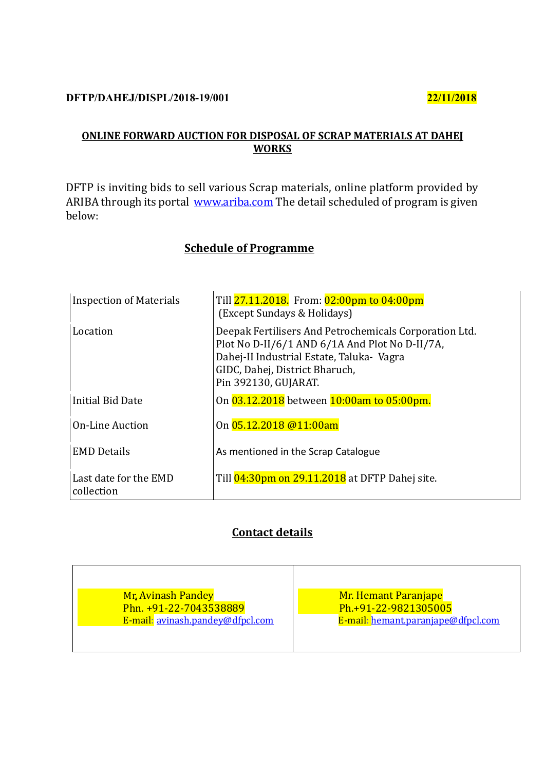**DFTP/DAHEJ/DISPL/2018-19/001** **22/11/2018**

## ONLINE FORWARD AUCTION FOR DISPOSAL OF SCRAP MATERIALS AT DAHEJ WORKS

DFTP is inviting bids to sell various Scrap materials, online platform provided by ARIBA through its portal www.ariba.com The detail scheduled of program is given below:

### Schedule of Programme

| | |
|---|---|
| Inspection of Materials | Till 27.11.2018. From: 02:00pm to 04:00pm (Except Sundays & Holidays) |
| Location | Deepak Fertilisers And Petrochemicals Corporation Ltd. Plot No D-II/6/1 AND 6/1A And Plot No D-II/7A, Dahej-II Industrial Estate, Taluka- Vagra GIDC, Dahej, District Bharuch, Pin 392130, GUJARAT. |
| Initial Bid Date | On 03.12.2018 between 10:00am to 05:00pm. |
| On-Line Auction | On 05.12.2018 @11:00am |
| EMD Details | As mentioned in the Scrap Catalogue |
| Last date for the EMD collection | Till 04:30pm on 29.11.2018 at DFTP Dahej site. |

### Contact details

| | |
|---|---|
| Mr. Avinash Pandey<br>Phn. +91-22-7043538889<br>E-mail: avinash.pandey@dfpcl.com | Mr. Hemant Paranjape<br>Ph.+91-22-9821305005<br>E-mail: hemant.paranjape@dfpcl.com |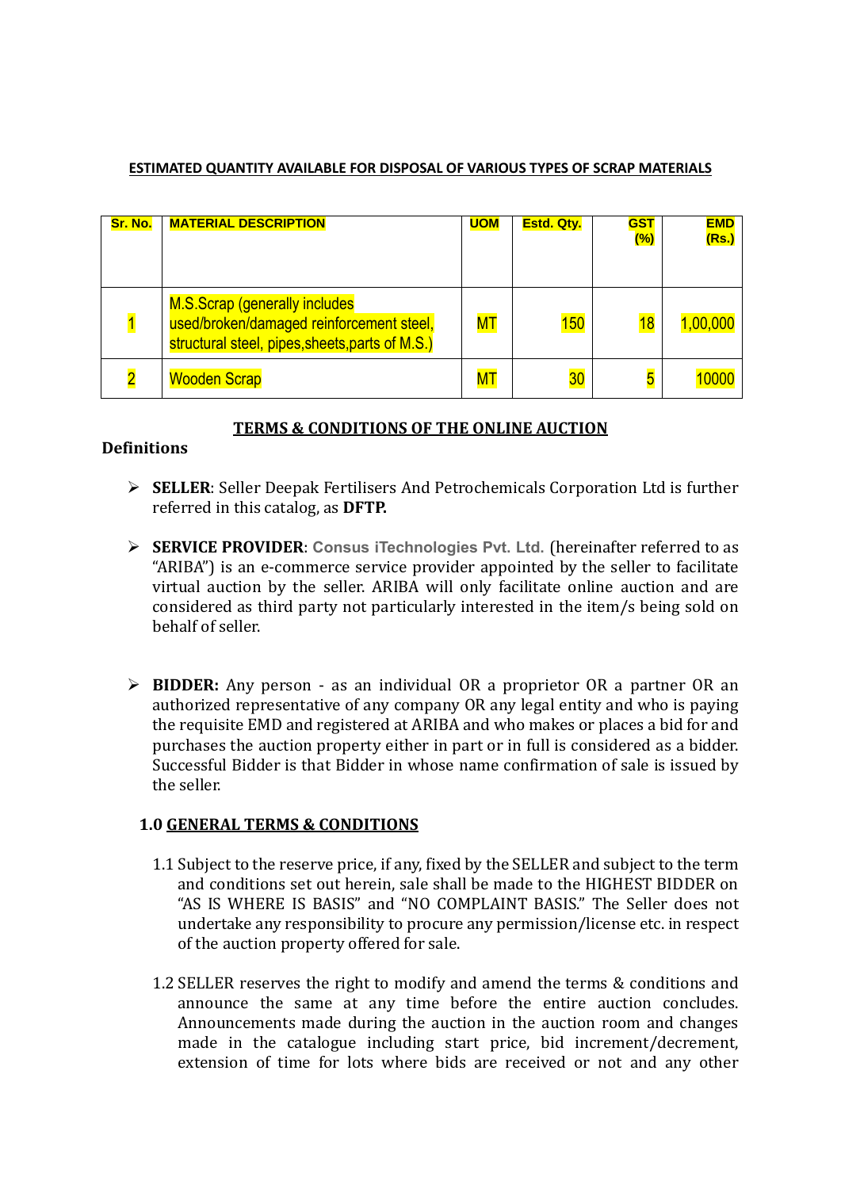**ESTIMATED QUANTITY AVAILABLE FOR DISPOSAL OF VARIOUS TYPES OF SCRAP MATERIALS**

| Sr. No. | MATERIAL DESCRIPTION | UOM | Estd. Qty. | GST (%) | EMD (Rs.) |
|---|---|---|---|---|---|
| 1 | M.S.Scrap (generally includes used/broken/damaged reinforcement steel, structural steel, pipes,sheets,parts of M.S.) | MT | 150 | 18 | 1,00,000 |
| 2 | Wooden Scrap | MT | 30 | 5 | 10000 |

## TERMS & CONDITIONS OF THE ONLINE AUCTION

### Definitions

- **SELLER**: Seller Deepak Fertilisers And Petrochemicals Corporation Ltd is further referred in this catalog, as **DFTP.**

- **SERVICE PROVIDER**: **Consus iTechnologies Pvt. Ltd.** (hereinafter referred to as "ARIBA") is an e-commerce service provider appointed by the seller to facilitate virtual auction by the seller. ARIBA will only facilitate online auction and are considered as third party not particularly interested in the item/s being sold on behalf of seller.

- **BIDDER:** Any person - as an individual OR a proprietor OR a partner OR an authorized representative of any company OR any legal entity and who is paying the requisite EMD and registered at ARIBA and who makes or places a bid for and purchases the auction property either in part or in full is considered as a bidder. Successful Bidder is that Bidder in whose name confirmation of sale is issued by the seller.

### 1.0 GENERAL TERMS & CONDITIONS

1.1 Subject to the reserve price, if any, fixed by the SELLER and subject to the term and conditions set out herein, sale shall be made to the HIGHEST BIDDER on "AS IS WHERE IS BASIS" and "NO COMPLAINT BASIS." The Seller does not undertake any responsibility to procure any permission/license etc. in respect of the auction property offered for sale.

1.2 SELLER reserves the right to modify and amend the terms & conditions and announce the same at any time before the entire auction concludes. Announcements made during the auction in the auction room and changes made in the catalogue including start price, bid increment/decrement, extension of time for lots where bids are received or not and any other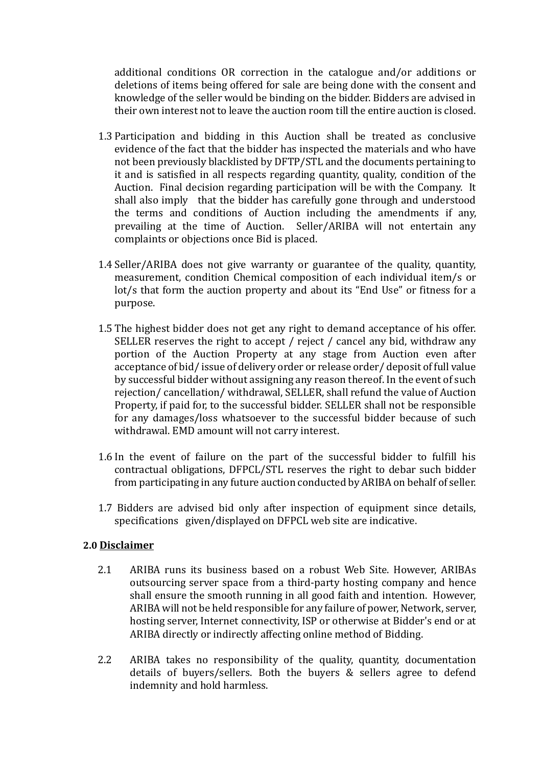additional conditions OR correction in the catalogue and/or additions or deletions of items being offered for sale are being done with the consent and knowledge of the seller would be binding on the bidder. Bidders are advised in their own interest not to leave the auction room till the entire auction is closed.

1.3 Participation and bidding in this Auction shall be treated as conclusive evidence of the fact that the bidder has inspected the materials and who have not been previously blacklisted by DFTP/STL and the documents pertaining to it and is satisfied in all respects regarding quantity, quality, condition of the Auction. Final decision regarding participation will be with the Company. It shall also imply that the bidder has carefully gone through and understood the terms and conditions of Auction including the amendments if any, prevailing at the time of Auction. Seller/ARIBA will not entertain any complaints or objections once Bid is placed.

1.4 Seller/ARIBA does not give warranty or guarantee of the quality, quantity, measurement, condition Chemical composition of each individual item/s or lot/s that form the auction property and about its "End Use" or fitness for a purpose.

1.5 The highest bidder does not get any right to demand acceptance of his offer. SELLER reserves the right to accept / reject / cancel any bid, withdraw any portion of the Auction Property at any stage from Auction even after acceptance of bid/ issue of delivery order or release order/ deposit of full value by successful bidder without assigning any reason thereof. In the event of such rejection/ cancellation/ withdrawal, SELLER, shall refund the value of Auction Property, if paid for, to the successful bidder. SELLER shall not be responsible for any damages/loss whatsoever to the successful bidder because of such withdrawal. EMD amount will not carry interest.

1.6 In the event of failure on the part of the successful bidder to fulfill his contractual obligations, DFPCL/STL reserves the right to debar such bidder from participating in any future auction conducted by ARIBA on behalf of seller.

1.7 Bidders are advised bid only after inspection of equipment since details, specifications given/displayed on DFPCL web site are indicative.

**2.0 Disclaimer**

2.1 ARIBA runs its business based on a robust Web Site. However, ARIBAs outsourcing server space from a third-party hosting company and hence shall ensure the smooth running in all good faith and intention. However, ARIBA will not be held responsible for any failure of power, Network, server, hosting server, Internet connectivity, ISP or otherwise at Bidder's end or at ARIBA directly or indirectly affecting online method of Bidding.

2.2 ARIBA takes no responsibility of the quality, quantity, documentation details of buyers/sellers. Both the buyers & sellers agree to defend indemnity and hold harmless.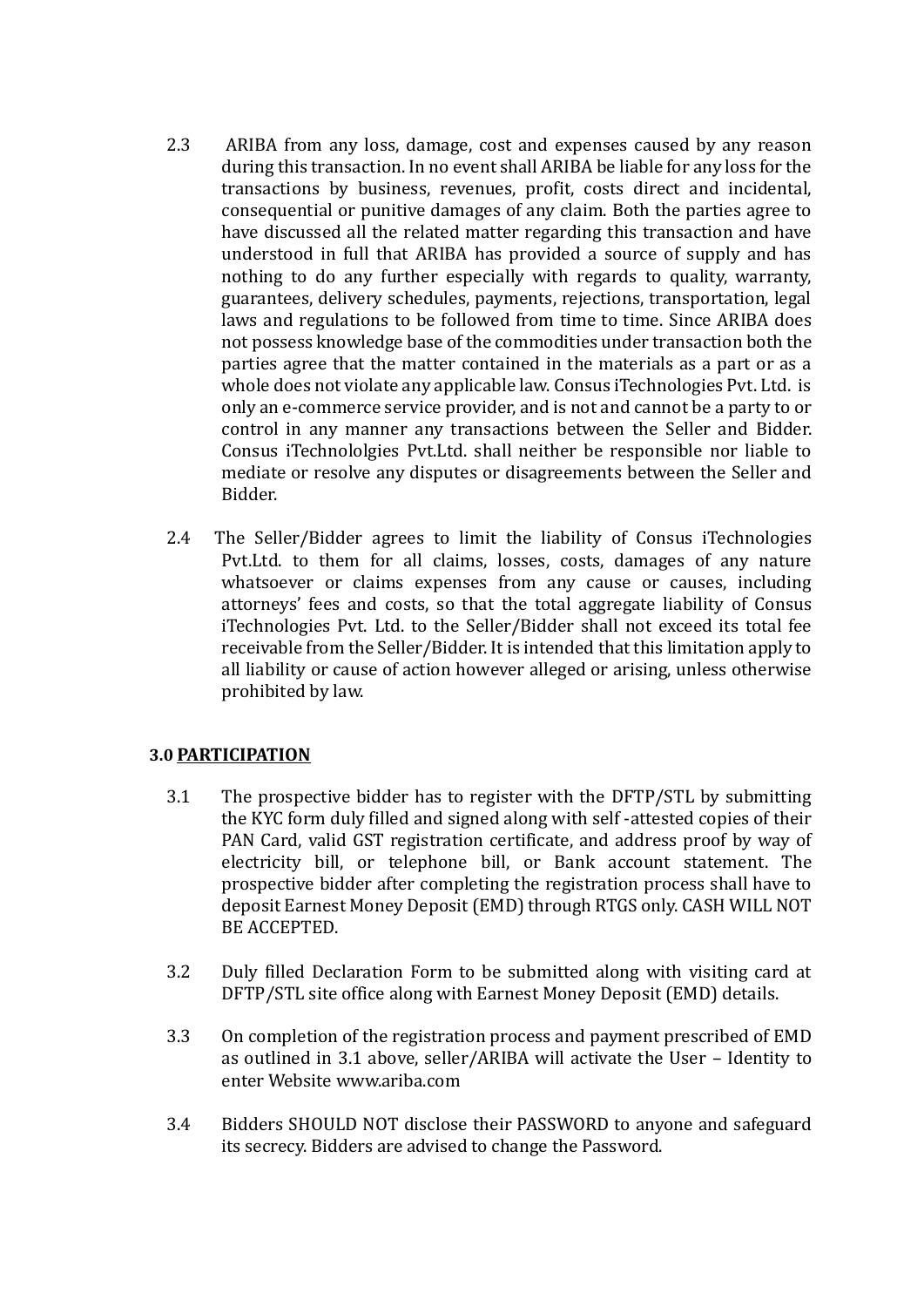2.3 ARIBA from any loss, damage, cost and expenses caused by any reason during this transaction. In no event shall ARIBA be liable for any loss for the transactions by business, revenues, profit, costs direct and incidental, consequential or punitive damages of any claim. Both the parties agree to have discussed all the related matter regarding this transaction and have understood in full that ARIBA has provided a source of supply and has nothing to do any further especially with regards to quality, warranty, guarantees, delivery schedules, payments, rejections, transportation, legal laws and regulations to be followed from time to time. Since ARIBA does not possess knowledge base of the commodities under transaction both the parties agree that the matter contained in the materials as a part or as a whole does not violate any applicable law. Consus iTechnologies Pvt. Ltd. is only an e-commerce service provider, and is not and cannot be a party to or control in any manner any transactions between the Seller and Bidder. Consus iTechnololgies Pvt.Ltd. shall neither be responsible nor liable to mediate or resolve any disputes or disagreements between the Seller and Bidder.

2.4 The Seller/Bidder agrees to limit the liability of Consus iTechnologies Pvt.Ltd. to them for all claims, losses, costs, damages of any nature whatsoever or claims expenses from any cause or causes, including attorneys' fees and costs, so that the total aggregate liability of Consus iTechnologies Pvt. Ltd. to the Seller/Bidder shall not exceed its total fee receivable from the Seller/Bidder. It is intended that this limitation apply to all liability or cause of action however alleged or arising, unless otherwise prohibited by law.

**3.0 <u>PARTICIPATION</u>**

3.1 The prospective bidder has to register with the DFTP/STL by submitting the KYC form duly filled and signed along with self -attested copies of their PAN Card, valid GST registration certificate, and address proof by way of electricity bill, or telephone bill, or Bank account statement. The prospective bidder after completing the registration process shall have to deposit Earnest Money Deposit (EMD) through RTGS only. CASH WILL NOT BE ACCEPTED.

3.2 Duly filled Declaration Form to be submitted along with visiting card at DFTP/STL site office along with Earnest Money Deposit (EMD) details.

3.3 On completion of the registration process and payment prescribed of EMD as outlined in 3.1 above, seller/ARIBA will activate the User – Identity to enter Website www.ariba.com

3.4 Bidders SHOULD NOT disclose their PASSWORD to anyone and safeguard its secrecy. Bidders are advised to change the Password.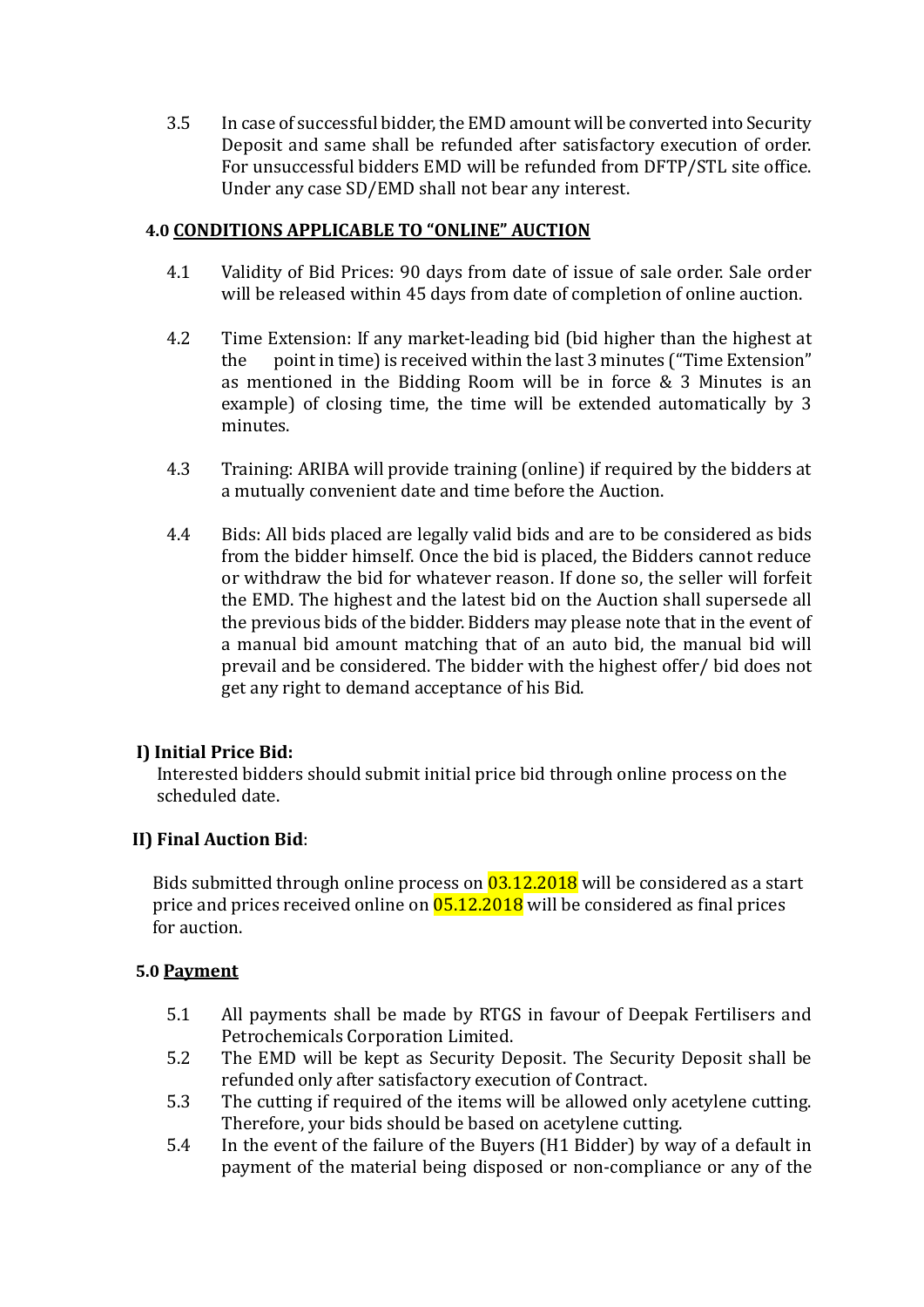3.5 In case of successful bidder, the EMD amount will be converted into Security Deposit and same shall be refunded after satisfactory execution of order. For unsuccessful bidders EMD will be refunded from DFTP/STL site office. Under any case SD/EMD shall not bear any interest.

## 4.0 CONDITIONS APPLICABLE TO "ONLINE" AUCTION

4.1 Validity of Bid Prices: 90 days from date of issue of sale order. Sale order will be released within 45 days from date of completion of online auction.

4.2 Time Extension: If any market-leading bid (bid higher than the highest at the point in time) is received within the last 3 minutes ("Time Extension" as mentioned in the Bidding Room will be in force & 3 Minutes is an example) of closing time, the time will be extended automatically by 3 minutes.

4.3 Training: ARIBA will provide training (online) if required by the bidders at a mutually convenient date and time before the Auction.

4.4 Bids: All bids placed are legally valid bids and are to be considered as bids from the bidder himself. Once the bid is placed, the Bidders cannot reduce or withdraw the bid for whatever reason. If done so, the seller will forfeit the EMD. The highest and the latest bid on the Auction shall supersede all the previous bids of the bidder. Bidders may please note that in the event of a manual bid amount matching that of an auto bid, the manual bid will prevail and be considered. The bidder with the highest offer/ bid does not get any right to demand acceptance of his Bid.

**I) Initial Price Bid:**

Interested bidders should submit initial price bid through online process on the scheduled date.

**II) Final Auction Bid**:

Bids submitted through online process on 03.12.2018 will be considered as a start price and prices received online on 05.12.2018 will be considered as final prices for auction.

## 5.0 Payment

5.1 All payments shall be made by RTGS in favour of Deepak Fertilisers and Petrochemicals Corporation Limited.

5.2 The EMD will be kept as Security Deposit. The Security Deposit shall be refunded only after satisfactory execution of Contract.

5.3 The cutting if required of the items will be allowed only acetylene cutting. Therefore, your bids should be based on acetylene cutting.

5.4 In the event of the failure of the Buyers (H1 Bidder) by way of a default in payment of the material being disposed or non-compliance or any of the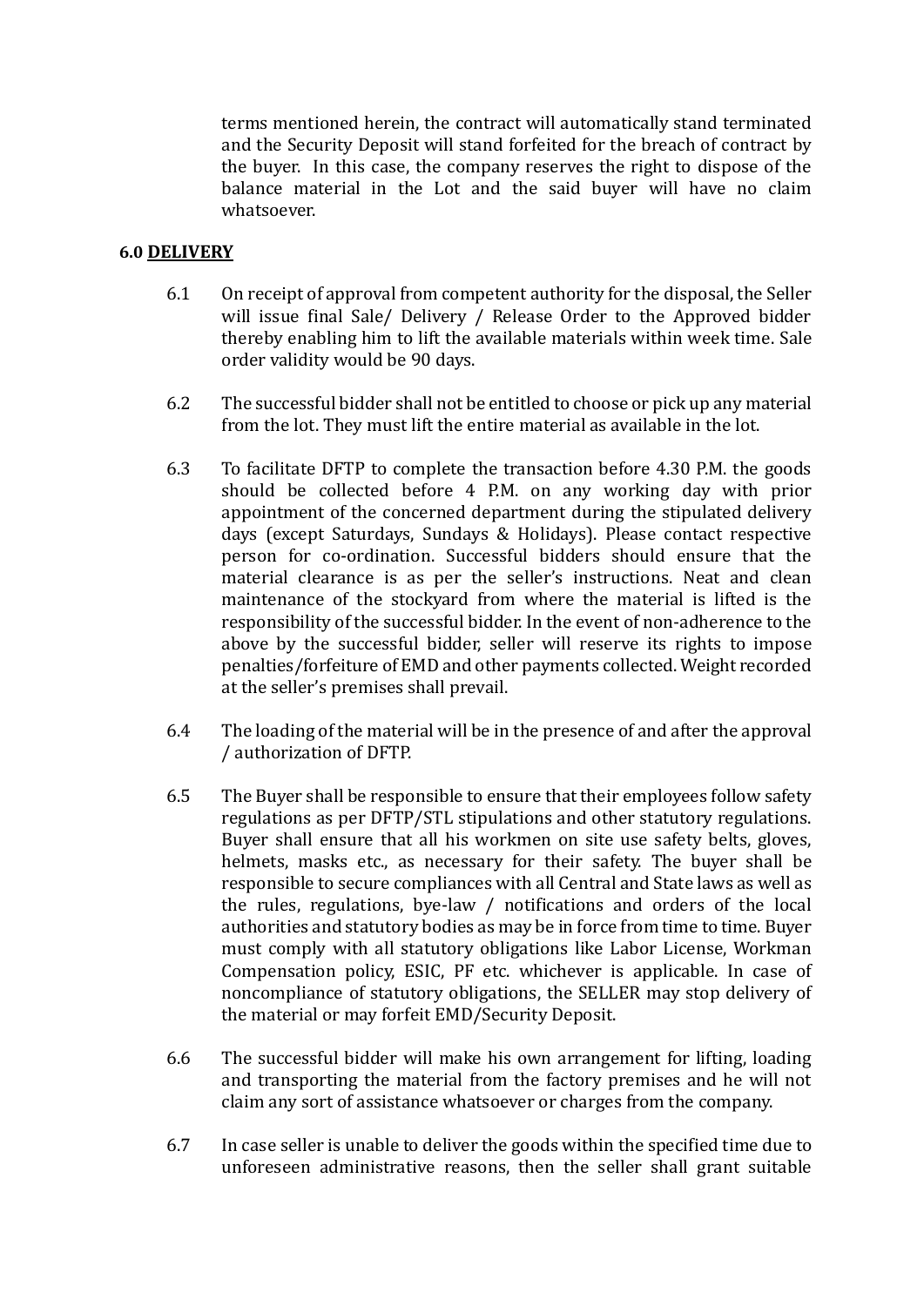terms mentioned herein, the contract will automatically stand terminated and the Security Deposit will stand forfeited for the breach of contract by the buyer. In this case, the company reserves the right to dispose of the balance material in the Lot and the said buyer will have no claim whatsoever.

### 6.0 DELIVERY

6.1 On receipt of approval from competent authority for the disposal, the Seller will issue final Sale/ Delivery / Release Order to the Approved bidder thereby enabling him to lift the available materials within week time. Sale order validity would be 90 days.

6.2 The successful bidder shall not be entitled to choose or pick up any material from the lot. They must lift the entire material as available in the lot.

6.3 To facilitate DFTP to complete the transaction before 4.30 P.M. the goods should be collected before 4 P.M. on any working day with prior appointment of the concerned department during the stipulated delivery days (except Saturdays, Sundays & Holidays). Please contact respective person for co-ordination. Successful bidders should ensure that the material clearance is as per the seller's instructions. Neat and clean maintenance of the stockyard from where the material is lifted is the responsibility of the successful bidder. In the event of non-adherence to the above by the successful bidder, seller will reserve its rights to impose penalties/forfeiture of EMD and other payments collected. Weight recorded at the seller's premises shall prevail.

6.4 The loading of the material will be in the presence of and after the approval / authorization of DFTP.

6.5 The Buyer shall be responsible to ensure that their employees follow safety regulations as per DFTP/STL stipulations and other statutory regulations. Buyer shall ensure that all his workmen on site use safety belts, gloves, helmets, masks etc., as necessary for their safety. The buyer shall be responsible to secure compliances with all Central and State laws as well as the rules, regulations, bye-law / notifications and orders of the local authorities and statutory bodies as may be in force from time to time. Buyer must comply with all statutory obligations like Labor License, Workman Compensation policy, ESIC, PF etc. whichever is applicable. In case of noncompliance of statutory obligations, the SELLER may stop delivery of the material or may forfeit EMD/Security Deposit.

6.6 The successful bidder will make his own arrangement for lifting, loading and transporting the material from the factory premises and he will not claim any sort of assistance whatsoever or charges from the company.

6.7 In case seller is unable to deliver the goods within the specified time due to unforeseen administrative reasons, then the seller shall grant suitable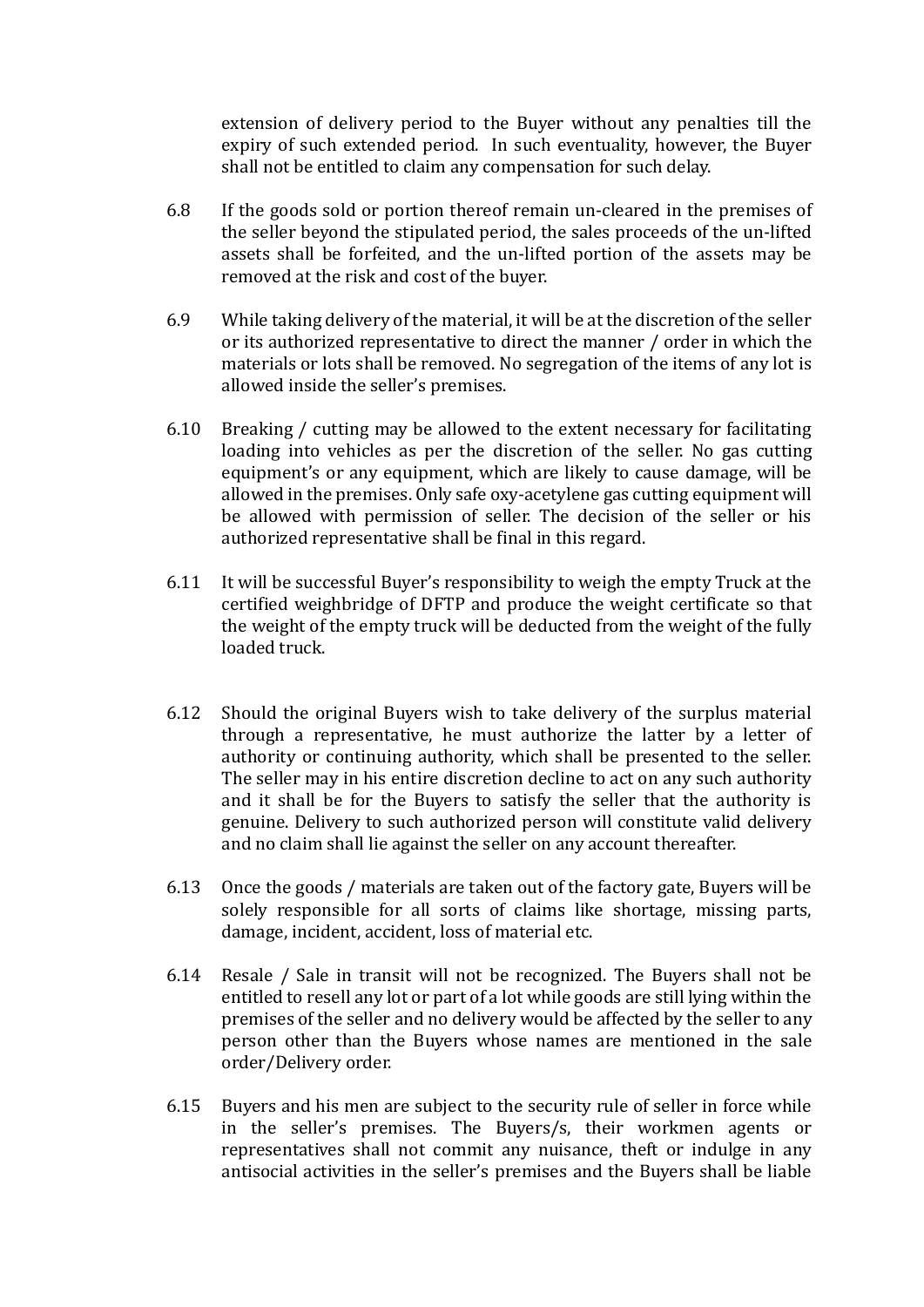extension of delivery period to the Buyer without any penalties till the expiry of such extended period. In such eventuality, however, the Buyer shall not be entitled to claim any compensation for such delay.

6.8 If the goods sold or portion thereof remain un-cleared in the premises of the seller beyond the stipulated period, the sales proceeds of the un-lifted assets shall be forfeited, and the un-lifted portion of the assets may be removed at the risk and cost of the buyer.

6.9 While taking delivery of the material, it will be at the discretion of the seller or its authorized representative to direct the manner / order in which the materials or lots shall be removed. No segregation of the items of any lot is allowed inside the seller's premises.

6.10 Breaking / cutting may be allowed to the extent necessary for facilitating loading into vehicles as per the discretion of the seller. No gas cutting equipment's or any equipment, which are likely to cause damage, will be allowed in the premises. Only safe oxy-acetylene gas cutting equipment will be allowed with permission of seller. The decision of the seller or his authorized representative shall be final in this regard.

6.11 It will be successful Buyer's responsibility to weigh the empty Truck at the certified weighbridge of DFTP and produce the weight certificate so that the weight of the empty truck will be deducted from the weight of the fully loaded truck.

6.12 Should the original Buyers wish to take delivery of the surplus material through a representative, he must authorize the latter by a letter of authority or continuing authority, which shall be presented to the seller. The seller may in his entire discretion decline to act on any such authority and it shall be for the Buyers to satisfy the seller that the authority is genuine. Delivery to such authorized person will constitute valid delivery and no claim shall lie against the seller on any account thereafter.

6.13 Once the goods / materials are taken out of the factory gate, Buyers will be solely responsible for all sorts of claims like shortage, missing parts, damage, incident, accident, loss of material etc.

6.14 Resale / Sale in transit will not be recognized. The Buyers shall not be entitled to resell any lot or part of a lot while goods are still lying within the premises of the seller and no delivery would be affected by the seller to any person other than the Buyers whose names are mentioned in the sale order/Delivery order.

6.15 Buyers and his men are subject to the security rule of seller in force while in the seller's premises. The Buyers/s, their workmen agents or representatives shall not commit any nuisance, theft or indulge in any antisocial activities in the seller's premises and the Buyers shall be liable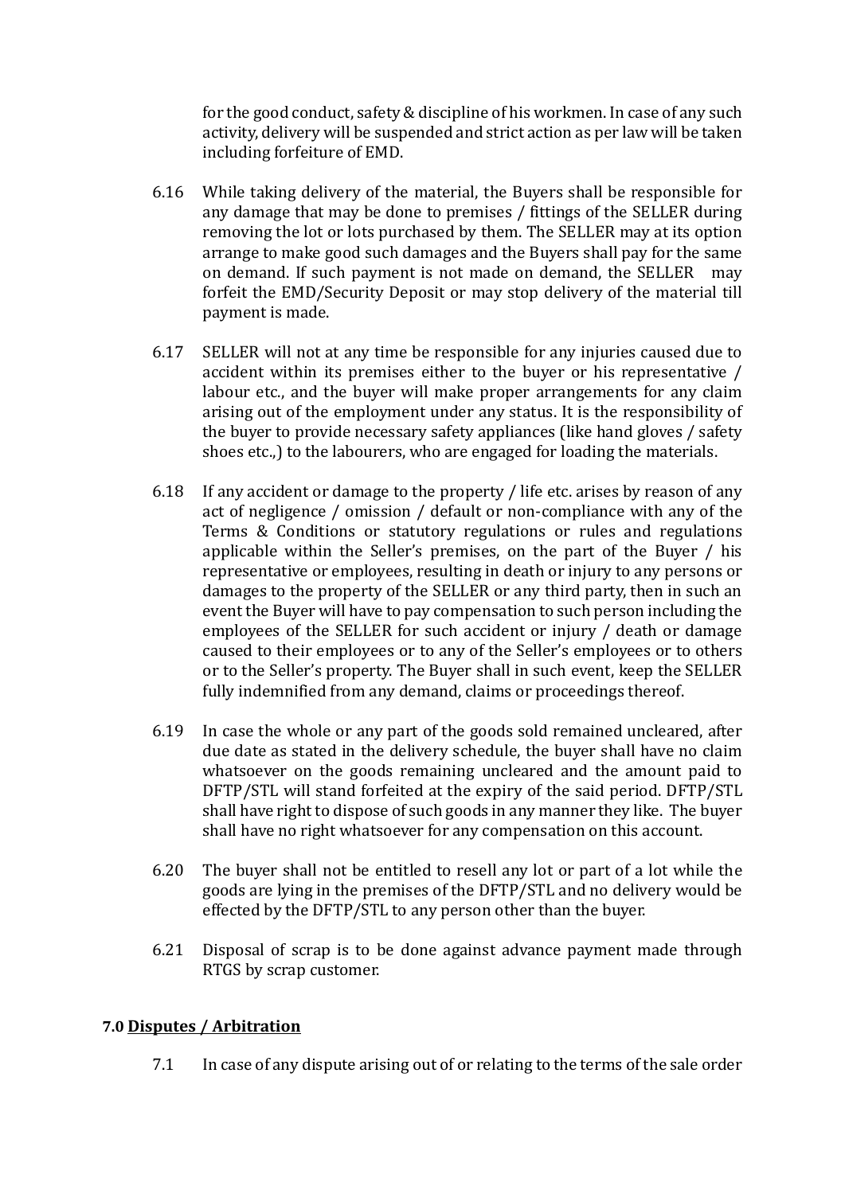for the good conduct, safety & discipline of his workmen. In case of any such activity, delivery will be suspended and strict action as per law will be taken including forfeiture of EMD.

6.16 While taking delivery of the material, the Buyers shall be responsible for any damage that may be done to premises / fittings of the SELLER during removing the lot or lots purchased by them. The SELLER may at its option arrange to make good such damages and the Buyers shall pay for the same on demand. If such payment is not made on demand, the SELLER may forfeit the EMD/Security Deposit or may stop delivery of the material till payment is made.

6.17 SELLER will not at any time be responsible for any injuries caused due to accident within its premises either to the buyer or his representative / labour etc., and the buyer will make proper arrangements for any claim arising out of the employment under any status. It is the responsibility of the buyer to provide necessary safety appliances (like hand gloves / safety shoes etc.,) to the labourers, who are engaged for loading the materials.

6.18 If any accident or damage to the property / life etc. arises by reason of any act of negligence / omission / default or non-compliance with any of the Terms & Conditions or statutory regulations or rules and regulations applicable within the Seller's premises, on the part of the Buyer / his representative or employees, resulting in death or injury to any persons or damages to the property of the SELLER or any third party, then in such an event the Buyer will have to pay compensation to such person including the employees of the SELLER for such accident or injury / death or damage caused to their employees or to any of the Seller's employees or to others or to the Seller's property. The Buyer shall in such event, keep the SELLER fully indemnified from any demand, claims or proceedings thereof.

6.19 In case the whole or any part of the goods sold remained uncleared, after due date as stated in the delivery schedule, the buyer shall have no claim whatsoever on the goods remaining uncleared and the amount paid to DFTP/STL will stand forfeited at the expiry of the said period. DFTP/STL shall have right to dispose of such goods in any manner they like. The buyer shall have no right whatsoever for any compensation on this account.

6.20 The buyer shall not be entitled to resell any lot or part of a lot while the goods are lying in the premises of the DFTP/STL and no delivery would be effected by the DFTP/STL to any person other than the buyer.

6.21 Disposal of scrap is to be done against advance payment made through RTGS by scrap customer.

**7.0 <u>Disputes / Arbitration</u>**

7.1 In case of any dispute arising out of or relating to the terms of the sale order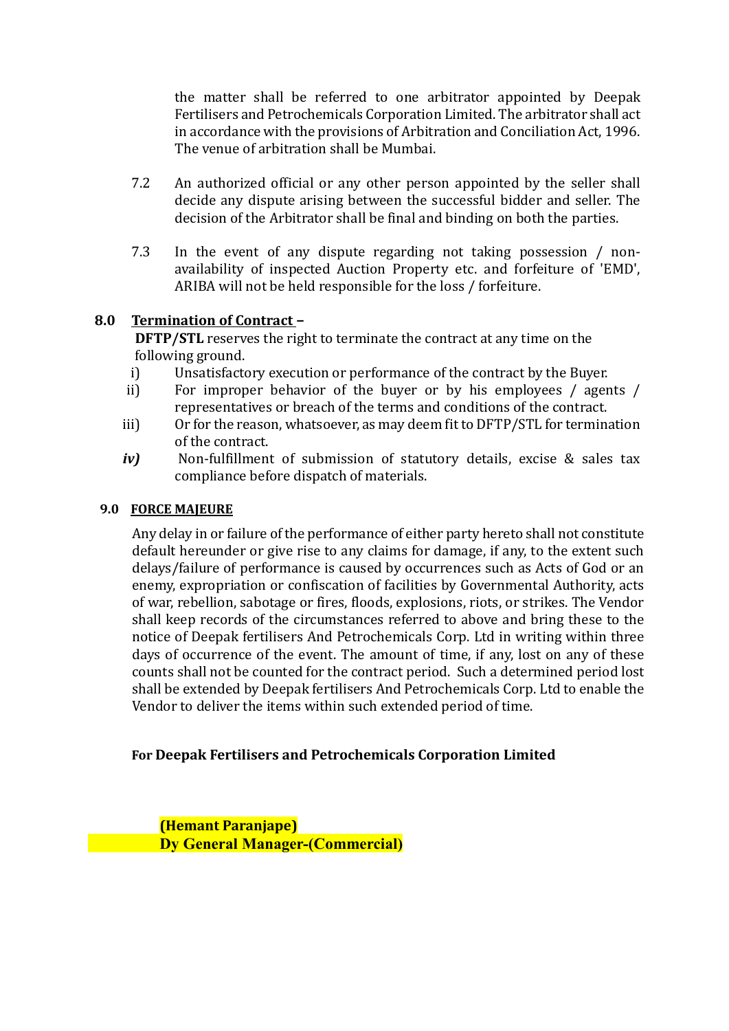the matter shall be referred to one arbitrator appointed by Deepak Fertilisers and Petrochemicals Corporation Limited. The arbitrator shall act in accordance with the provisions of Arbitration and Conciliation Act, 1996. The venue of arbitration shall be Mumbai.

7.2 An authorized official or any other person appointed by the seller shall decide any dispute arising between the successful bidder and seller. The decision of the Arbitrator shall be final and binding on both the parties.

7.3 In the event of any dispute regarding not taking possession / non-availability of inspected Auction Property etc. and forfeiture of 'EMD', ARIBA will not be held responsible for the loss / forfeiture.

**8.0 <u>Termination of Contract</u> –**

**DFTP/STL** reserves the right to terminate the contract at any time on the following ground.

i) Unsatisfactory execution or performance of the contract by the Buyer.

ii) For improper behavior of the buyer or by his employees / agents / representatives or breach of the terms and conditions of the contract.

iii) Or for the reason, whatsoever, as may deem fit to DFTP/STL for termination of the contract.

***iv)*** Non-fulfillment of submission of statutory details, excise & sales tax compliance before dispatch of materials.

**9.0 <u>FORCE MAJEURE</u>**

Any delay in or failure of the performance of either party hereto shall not constitute default hereunder or give rise to any claims for damage, if any, to the extent such delays/failure of performance is caused by occurrences such as Acts of God or an enemy, expropriation or confiscation of facilities by Governmental Authority, acts of war, rebellion, sabotage or fires, floods, explosions, riots, or strikes. The Vendor shall keep records of the circumstances referred to above and bring these to the notice of Deepak fertilisers And Petrochemicals Corp. Ltd in writing within three days of occurrence of the event. The amount of time, if any, lost on any of these counts shall not be counted for the contract period. Such a determined period lost shall be extended by Deepak fertilisers And Petrochemicals Corp. Ltd to enable the Vendor to deliver the items within such extended period of time.

**For Deepak Fertilisers and Petrochemicals Corporation Limited**

**(Hemant Paranjape)**
**Dy General Manager-(Commercial)**